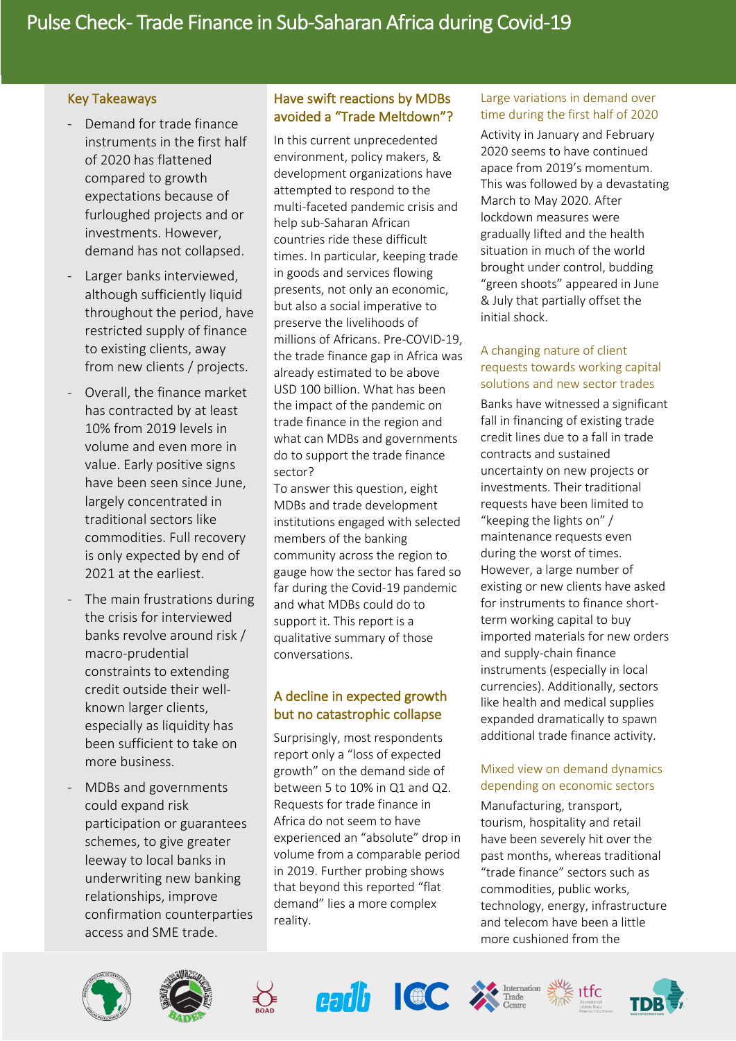# Pulse Check- Trade Finance in Sub-Saharan Africa during Covid-19

## Key Takeaways

- Demand for trade finance instruments in the first half of 2020 has flattened compared to growth expectations because of furloughed projects and or investments. However, demand has not collapsed.
- Larger banks interviewed, although sufficiently liquid throughout the period, have restricted supply of finance to existing clients, away from new clients / projects.
- Overall, the finance market has contracted by at least 10% from 2019 levels in volume and even more in value. Early positive signs have been seen since June, largely concentrated in traditional sectors like commodities. Full recovery is only expected by end of 2021 at the earliest.
- The main frustrations during the crisis for interviewed banks revolve around risk / macro-prudential constraints to extending credit outside their well-known larger clients, especially as liquidity has been sufficient to take on more business.
- MDBs and governments could expand risk participation or guarantees schemes, to give greater leeway to local banks in underwriting new banking relationships, improve confirmation counterparties access and SME trade.

## Have swift reactions by MDBs avoided a "Trade Meltdown"?

In this current unprecedented environment, policy makers, & development organizations have attempted to respond to the multi-faceted pandemic crisis and help sub-Saharan African countries ride these difficult times. In particular, keeping trade in goods and services flowing presents, not only an economic, but also a social imperative to preserve the livelihoods of millions of Africans. Pre-COVID-19, the trade finance gap in Africa was already estimated to be above USD 100 billion. What has been the impact of the pandemic on trade finance in the region and what can MDBs and governments do to support the trade finance sector?

To answer this question, eight MDBs and trade development institutions engaged with selected members of the banking community across the region to gauge how the sector has fared so far during the Covid-19 pandemic and what MDBs could do to support it. This report is a qualitative summary of those conversations.

## A decline in expected growth but no catastrophic collapse

Surprisingly, most respondents report only a "loss of expected growth" on the demand side of between 5 to 10% in Q1 and Q2. Requests for trade finance in Africa do not seem to have experienced an "absolute" drop in volume from a comparable period in 2019. Further probing shows that beyond this reported "flat demand" lies a more complex reality.

### Large variations in demand over time during the first half of 2020

Activity in January and February 2020 seems to have continued apace from 2019's momentum. This was followed by a devastating March to May 2020. After lockdown measures were gradually lifted and the health situation in much of the world brought under control, budding "green shoots" appeared in June & July that partially offset the initial shock.

### A changing nature of client requests towards working capital solutions and new sector trades

Banks have witnessed a significant fall in financing of existing trade credit lines due to a fall in trade contracts and sustained uncertainty on new projects or investments. Their traditional requests have been limited to "keeping the lights on" / maintenance requests even during the worst of times. However, a large number of existing or new clients have asked for instruments to finance short-term working capital to buy imported materials for new orders and supply-chain finance instruments (especially in local currencies). Additionally, sectors like health and medical supplies expanded dramatically to spawn additional trade finance activity.

### Mixed view on demand dynamics depending on economic sectors

Manufacturing, transport, tourism, hospitality and retail have been severely hit over the past months, whereas traditional "trade finance" sectors such as commodities, public works, technology, energy, infrastructure and telecom have been a little more cushioned from the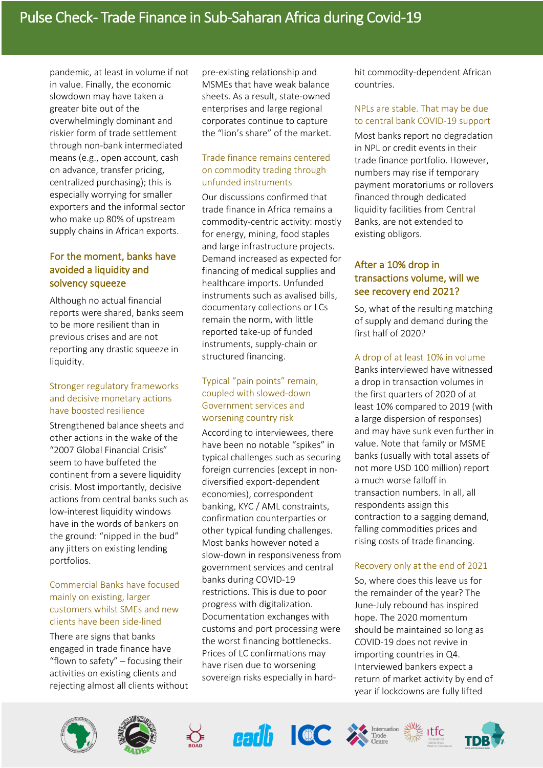pandemic, at least in volume if not in value. Finally, the economic slowdown may have taken a greater bite out of the overwhelmingly dominant and riskier form of trade settlement through non-bank intermediated means (e.g., open account, cash on advance, transfer pricing, centralized purchasing); this is especially worrying for smaller exporters and the informal sector who make up 80% of upstream supply chains in African exports.

## For the moment, banks have avoided a liquidity and solvency squeeze

Although no actual financial reports were shared, banks seem to be more resilient than in previous crises and are not reporting any drastic squeeze in liquidity.

### Stronger regulatory frameworks and decisive monetary actions have boosted resilience

Strengthened balance sheets and other actions in the wake of the "2007 Global Financial Crisis" seem to have buffeted the continent from a severe liquidity crisis. Most importantly, decisive actions from central banks such as low-interest liquidity windows have in the words of bankers on the ground: "nipped in the bud" any jitters on existing lending portfolios.

### Commercial Banks have focused mainly on existing, larger customers whilst SMEs and new clients have been side-lined

There are signs that banks engaged in trade finance have "flown to safety" – focusing their activities on existing clients and rejecting almost all clients without pre-existing relationship and MSMEs that have weak balance sheets. As a result, state-owned enterprises and large regional corporates continue to capture the "lion's share" of the market.

### Trade finance remains centered on commodity trading through unfunded instruments

Our discussions confirmed that trade finance in Africa remains a commodity-centric activity: mostly for energy, mining, food staples and large infrastructure projects. Demand increased as expected for financing of medical supplies and healthcare imports. Unfunded instruments such as avalised bills, documentary collections or LCs remain the norm, with little reported take-up of funded instruments, supply-chain or structured financing.

### Typical "pain points" remain, coupled with slowed-down Government services and worsening country risk

According to interviewees, there have been no notable "spikes" in typical challenges such as securing foreign currencies (except in non-diversified export-dependent economies), correspondent banking, KYC / AML constraints, confirmation counterparties or other typical funding challenges. Most banks however noted a slow-down in responsiveness from government services and central banks during COVID-19 restrictions. This is due to poor progress with digitalization. Documentation exchanges with customs and port processing were the worst financing bottlenecks. Prices of LC confirmations may have risen due to worsening sovereign risks especially in hard-hit commodity-dependent African countries.

### NPLs are stable. That may be due to central bank COVID-19 support

Most banks report no degradation in NPL or credit events in their trade finance portfolio. However, numbers may rise if temporary payment moratoriums or rollovers financed through dedicated liquidity facilities from Central Banks, are not extended to existing obligors.

## After a 10% drop in transactions volume, will we see recovery end 2021?

So, what of the resulting matching of supply and demand during the first half of 2020?

### A drop of at least 10% in volume

Banks interviewed have witnessed a drop in transaction volumes in the first quarters of 2020 of at least 10% compared to 2019 (with a large dispersion of responses) and may have sunk even further in value. Note that family or MSME banks (usually with total assets of not more USD 100 million) report a much worse falloff in transaction numbers. In all, all respondents assign this contraction to a sagging demand, falling commodities prices and rising costs of trade financing.

### Recovery only at the end of 2021

So, where does this leave us for the remainder of the year? The June-July rebound has inspired hope. The 2020 momentum should be maintained so long as COVID-19 does not revive in importing countries in Q4. Interviewed bankers expect a return of market activity by end of year if lockdowns are fully lifted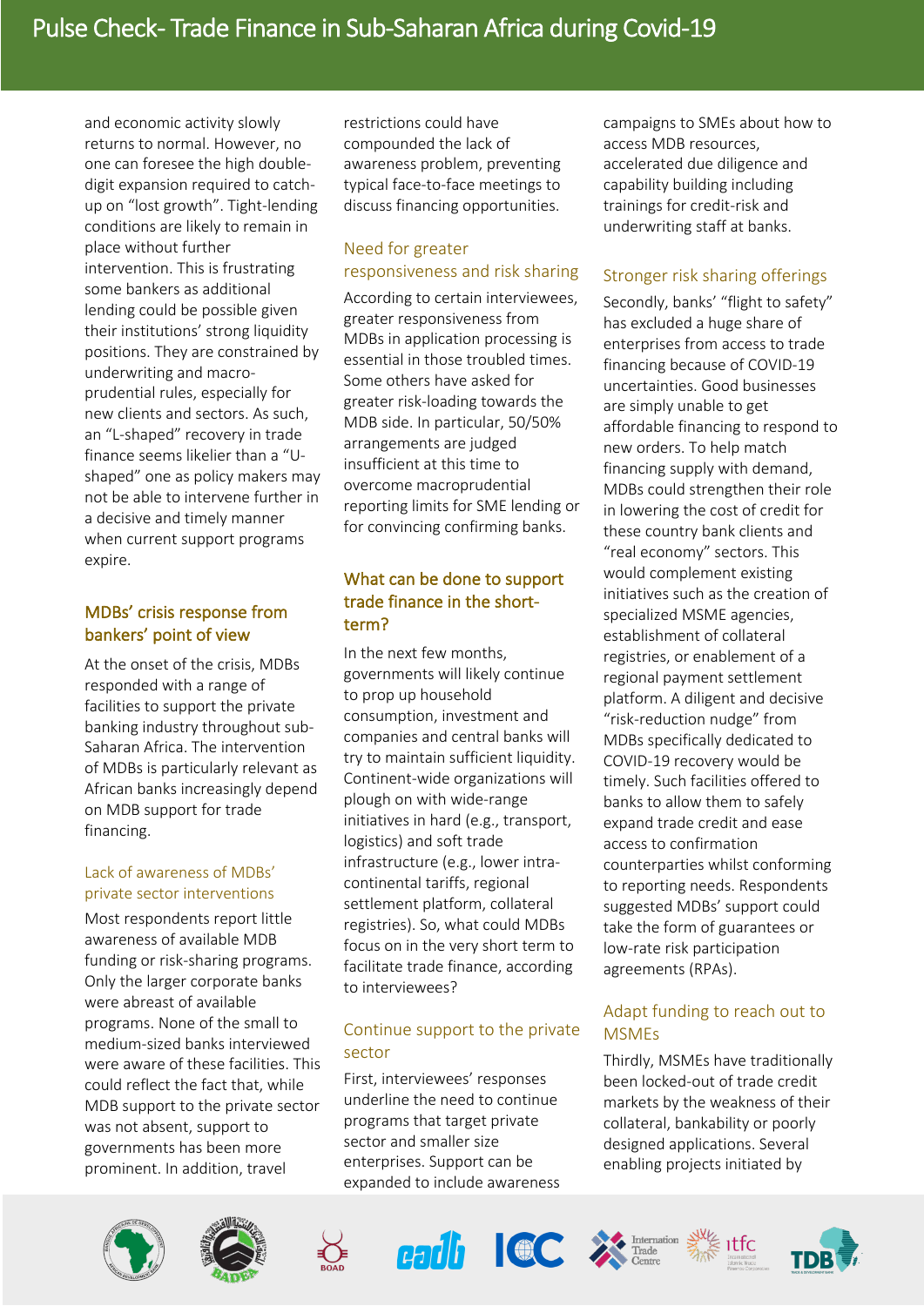and economic activity slowly returns to normal. However, no one can foresee the high double-digit expansion required to catch-up on "lost growth". Tight-lending conditions are likely to remain in place without further intervention. This is frustrating some bankers as additional lending could be possible given their institutions' strong liquidity positions. They are constrained by underwriting and macro-prudential rules, especially for new clients and sectors. As such, an "L-shaped" recovery in trade finance seems likelier than a "U-shaped" one as policy makers may not be able to intervene further in a decisive and timely manner when current support programs expire.

## MDBs' crisis response from bankers' point of view

At the onset of the crisis, MDBs responded with a range of facilities to support the private banking industry throughout sub-Saharan Africa. The intervention of MDBs is particularly relevant as African banks increasingly depend on MDB support for trade financing.

### Lack of awareness of MDBs' private sector interventions

Most respondents report little awareness of available MDB funding or risk-sharing programs. Only the larger corporate banks were abreast of available programs. None of the small to medium-sized banks interviewed were aware of these facilities. This could reflect the fact that, while MDB support to the private sector was not absent, support to governments has been more prominent. In addition, travel restrictions could have compounded the lack of awareness problem, preventing typical face-to-face meetings to discuss financing opportunities.

### Need for greater responsiveness and risk sharing

According to certain interviewees, greater responsiveness from MDBs in application processing is essential in those troubled times. Some others have asked for greater risk-loading towards the MDB side. In particular, 50/50% arrangements are judged insufficient at this time to overcome macroprudential reporting limits for SME lending or for convincing confirming banks.

## What can be done to support trade finance in the short-term?

In the next few months, governments will likely continue to prop up household consumption, investment and companies and central banks will try to maintain sufficient liquidity. Continent-wide organizations will plough on with wide-range initiatives in hard (e.g., transport, logistics) and soft trade infrastructure (e.g., lower intra-continental tariffs, regional settlement platform, collateral registries). So, what could MDBs focus on in the very short term to facilitate trade finance, according to interviewees?

### Continue support to the private sector

First, interviewees' responses underline the need to continue programs that target private sector and smaller size enterprises. Support can be expanded to include awareness campaigns to SMEs about how to access MDB resources, accelerated due diligence and capability building including trainings for credit-risk and underwriting staff at banks.

### Stronger risk sharing offerings

Secondly, banks' "flight to safety" has excluded a huge share of enterprises from access to trade financing because of COVID-19 uncertainties. Good businesses are simply unable to get affordable financing to respond to new orders. To help match financing supply with demand, MDBs could strengthen their role in lowering the cost of credit for these country bank clients and "real economy" sectors. This would complement existing initiatives such as the creation of specialized MSME agencies, establishment of collateral registries, or enablement of a regional payment settlement platform. A diligent and decisive "risk-reduction nudge" from MDBs specifically dedicated to COVID-19 recovery would be timely. Such facilities offered to banks to allow them to safely expand trade credit and ease access to confirmation counterparties whilst conforming to reporting needs. Respondents suggested MDBs' support could take the form of guarantees or low-rate risk participation agreements (RPAs).

### Adapt funding to reach out to MSMEs

Thirdly, MSMEs have traditionally been locked-out of trade credit markets by the weakness of their collateral, bankability or poorly designed applications. Several enabling projects initiated by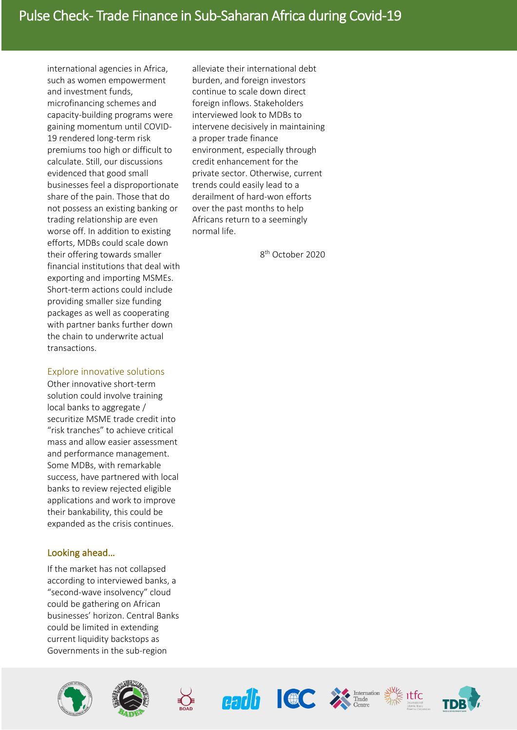international agencies in Africa, such as women empowerment and investment funds, microfinancing schemes and capacity-building programs were gaining momentum until COVID-19 rendered long-term risk premiums too high or difficult to calculate. Still, our discussions evidenced that good small businesses feel a disproportionate share of the pain. Those that do not possess an existing banking or trading relationship are even worse off. In addition to existing efforts, MDBs could scale down their offering towards smaller financial institutions that deal with exporting and importing MSMEs. Short-term actions could include providing smaller size funding packages as well as cooperating with partner banks further down the chain to underwrite actual transactions.

## Explore innovative solutions

Other innovative short-term solution could involve training local banks to aggregate / securitize MSME trade credit into "risk tranches" to achieve critical mass and allow easier assessment and performance management. Some MDBs, with remarkable success, have partnered with local banks to review rejected eligible applications and work to improve their bankability, this could be expanded as the crisis continues.

## Looking ahead…

If the market has not collapsed according to interviewed banks, a "second-wave insolvency" cloud could be gathering on African businesses' horizon. Central Banks could be limited in extending current liquidity backstops as Governments in the sub-region alleviate their international debt burden, and foreign investors continue to scale down direct foreign inflows. Stakeholders interviewed look to MDBs to intervene decisively in maintaining a proper trade finance environment, especially through credit enhancement for the private sector. Otherwise, current trends could easily lead to a derailment of hard-won efforts over the past months to help Africans return to a seemingly normal life.

8th October 2020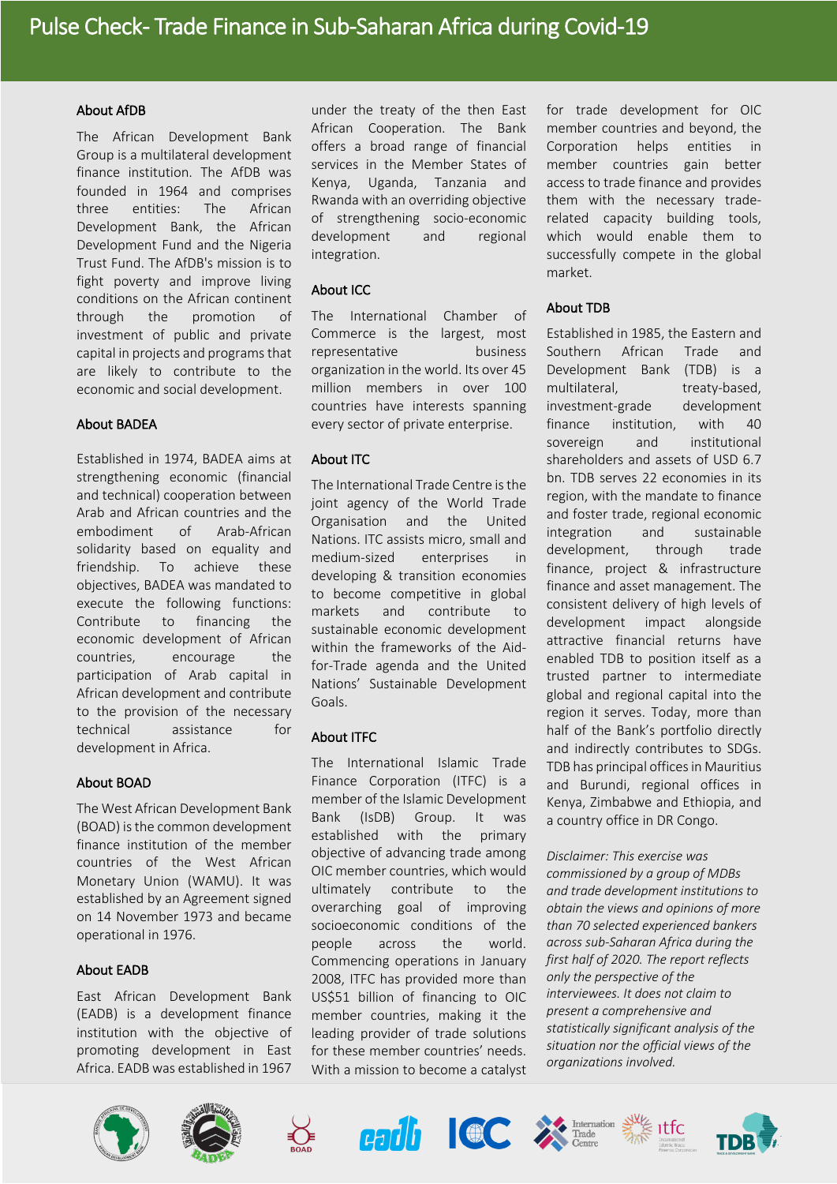# Pulse Check- Trade Finance in Sub-Saharan Africa during Covid-19

## About AfDB

The African Development Bank Group is a multilateral development finance institution. The AfDB was founded in 1964 and comprises three entities: The African Development Bank, the African Development Fund and the Nigeria Trust Fund. The AfDB's mission is to fight poverty and improve living conditions on the African continent through the promotion of investment of public and private capital in projects and programs that are likely to contribute to the economic and social development.

## About BADEA

Established in 1974, BADEA aims at strengthening economic (financial and technical) cooperation between Arab and African countries and the embodiment of Arab-African solidarity based on equality and friendship. To achieve these objectives, BADEA was mandated to execute the following functions: Contribute to financing the economic development of African countries, encourage the participation of Arab capital in African development and contribute to the provision of the necessary technical assistance for development in Africa.

## About BOAD

The West African Development Bank (BOAD) is the common development finance institution of the member countries of the West African Monetary Union (WAMU). It was established by an Agreement signed on 14 November 1973 and became operational in 1976.

## About EADB

East African Development Bank (EADB) is a development finance institution with the objective of promoting development in East Africa. EADB was established in 1967 under the treaty of the then East African Cooperation. The Bank offers a broad range of financial services in the Member States of Kenya, Uganda, Tanzania and Rwanda with an overriding objective of strengthening socio-economic development and regional integration.

## About ICC

The International Chamber of Commerce is the largest, most representative business organization in the world. Its over 45 million members in over 100 countries have interests spanning every sector of private enterprise.

## About ITC

The International Trade Centre is the joint agency of the World Trade Organisation and the United Nations. ITC assists micro, small and medium-sized enterprises in developing & transition economies to become competitive in global markets and contribute to sustainable economic development within the frameworks of the Aid-for-Trade agenda and the United Nations' Sustainable Development Goals.

## About ITFC

The International Islamic Trade Finance Corporation (ITFC) is a member of the Islamic Development Bank (IsDB) Group. It was established with the primary objective of advancing trade among OIC member countries, which would ultimately contribute to the overarching goal of improving socioeconomic conditions of the people across the world. Commencing operations in January 2008, ITFC has provided more than US$51 billion of financing to OIC member countries, making it the leading provider of trade solutions for these member countries' needs. With a mission to become a catalyst for trade development for OIC member countries and beyond, the Corporation helps entities in member countries gain better access to trade finance and provides them with the necessary trade-related capacity building tools, which would enable them to successfully compete in the global market.

## About TDB

Established in 1985, the Eastern and Southern African Trade and Development Bank (TDB) is a multilateral, treaty-based, investment-grade development finance institution, with 40 sovereign and institutional shareholders and assets of USD 6.7 bn. TDB serves 22 economies in its region, with the mandate to finance and foster trade, regional economic integration and sustainable development, through trade finance, project & infrastructure finance and asset management. The consistent delivery of high levels of development impact alongside attractive financial returns have enabled TDB to position itself as a trusted partner to intermediate global and regional capital into the region it serves. Today, more than half of the Bank's portfolio directly and indirectly contributes to SDGs. TDB has principal offices in Mauritius and Burundi, regional offices in Kenya, Zimbabwe and Ethiopia, and a country office in DR Congo.

*Disclaimer: This exercise was commissioned by a group of MDBs and trade development institutions to obtain the views and opinions of more than 70 selected experienced bankers across sub-Saharan Africa during the first half of 2020. The report reflects only the perspective of the interviewees. It does not claim to present a comprehensive and statistically significant analysis of the situation nor the official views of the organizations involved.*